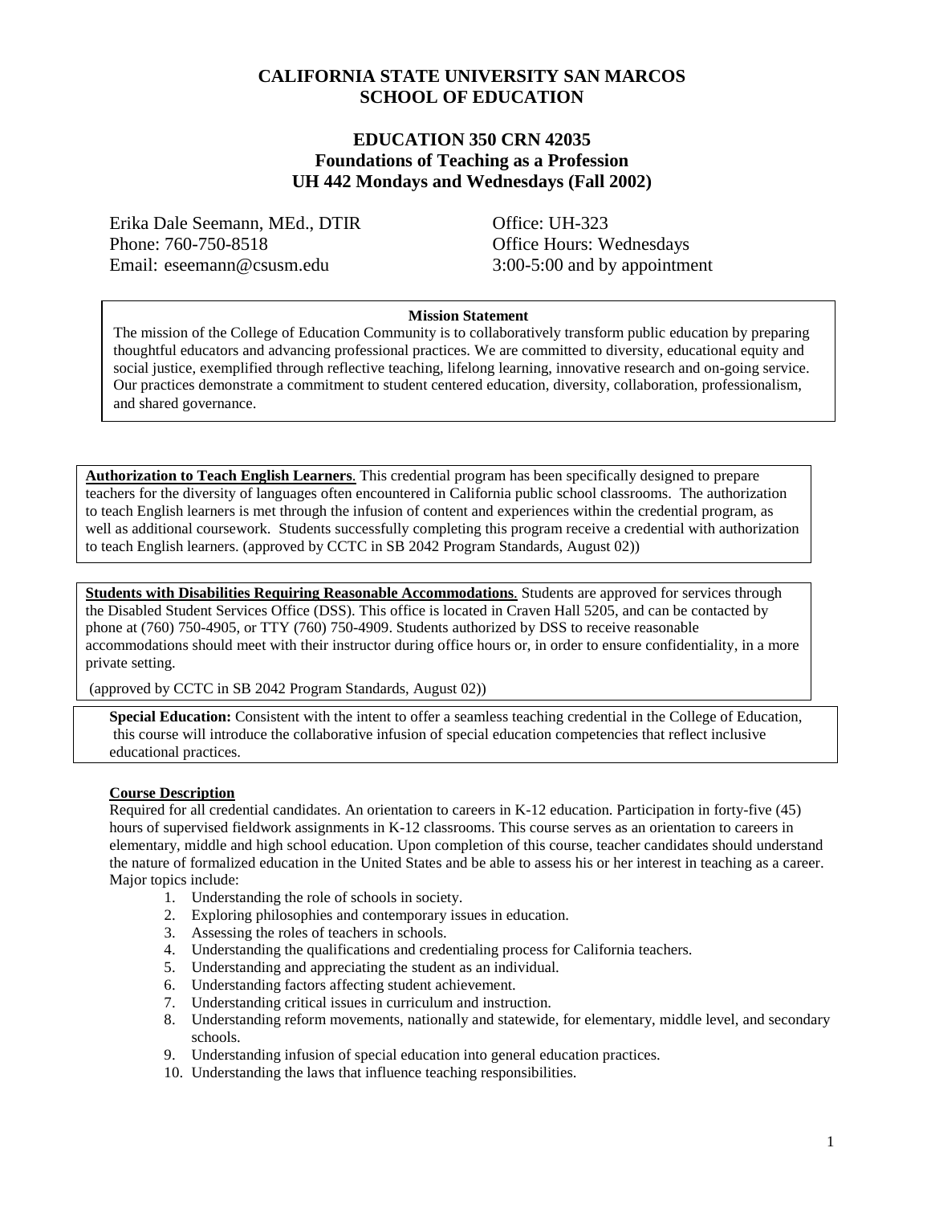# CALIFORNIA STATE UNIVERSITY SAN MARCOS
# SCHOOL OF EDUCATION

## EDUCATION 350 CRN 42035
## Foundations of Teaching as a Profession
## UH 442 Mondays and Wednesdays (Fall 2002)

Erika Dale Seemann, MEd., DTIR
Phone: 760-750-8518
Email: eseemann@csusm.edu

Office: UH-323
Office Hours: Wednesdays
3:00-5:00 and by appointment

**Mission Statement**

The mission of the College of Education Community is to collaboratively transform public education by preparing thoughtful educators and advancing professional practices. We are committed to diversity, educational equity and social justice, exemplified through reflective teaching, lifelong learning, innovative research and on-going service. Our practices demonstrate a commitment to student centered education, diversity, collaboration, professionalism, and shared governance.

**Authorization to Teach English Learners**. This credential program has been specifically designed to prepare teachers for the diversity of languages often encountered in California public school classrooms. The authorization to teach English learners is met through the infusion of content and experiences within the credential program, as well as additional coursework. Students successfully completing this program receive a credential with authorization to teach English learners. (approved by CCTC in SB 2042 Program Standards, August 02))

**Students with Disabilities Requiring Reasonable Accommodations**. Students are approved for services through the Disabled Student Services Office (DSS). This office is located in Craven Hall 5205, and can be contacted by phone at (760) 750-4905, or TTY (760) 750-4909. Students authorized by DSS to receive reasonable accommodations should meet with their instructor during office hours or, in order to ensure confidentiality, in a more private setting.

(approved by CCTC in SB 2042 Program Standards, August 02))

**Special Education:** Consistent with the intent to offer a seamless teaching credential in the College of Education, this course will introduce the collaborative infusion of special education competencies that reflect inclusive educational practices.

**Course Description**

Required for all credential candidates. An orientation to careers in K-12 education. Participation in forty-five (45) hours of supervised fieldwork assignments in K-12 classrooms. This course serves as an orientation to careers in elementary, middle and high school education. Upon completion of this course, teacher candidates should understand the nature of formalized education in the United States and be able to assess his or her interest in teaching as a career. Major topics include:

1. Understanding the role of schools in society.
2. Exploring philosophies and contemporary issues in education.
3. Assessing the roles of teachers in schools.
4. Understanding the qualifications and credentialing process for California teachers.
5. Understanding and appreciating the student as an individual.
6. Understanding factors affecting student achievement.
7. Understanding critical issues in curriculum and instruction.
8. Understanding reform movements, nationally and statewide, for elementary, middle level, and secondary schools.
9. Understanding infusion of special education into general education practices.
10. Understanding the laws that influence teaching responsibilities.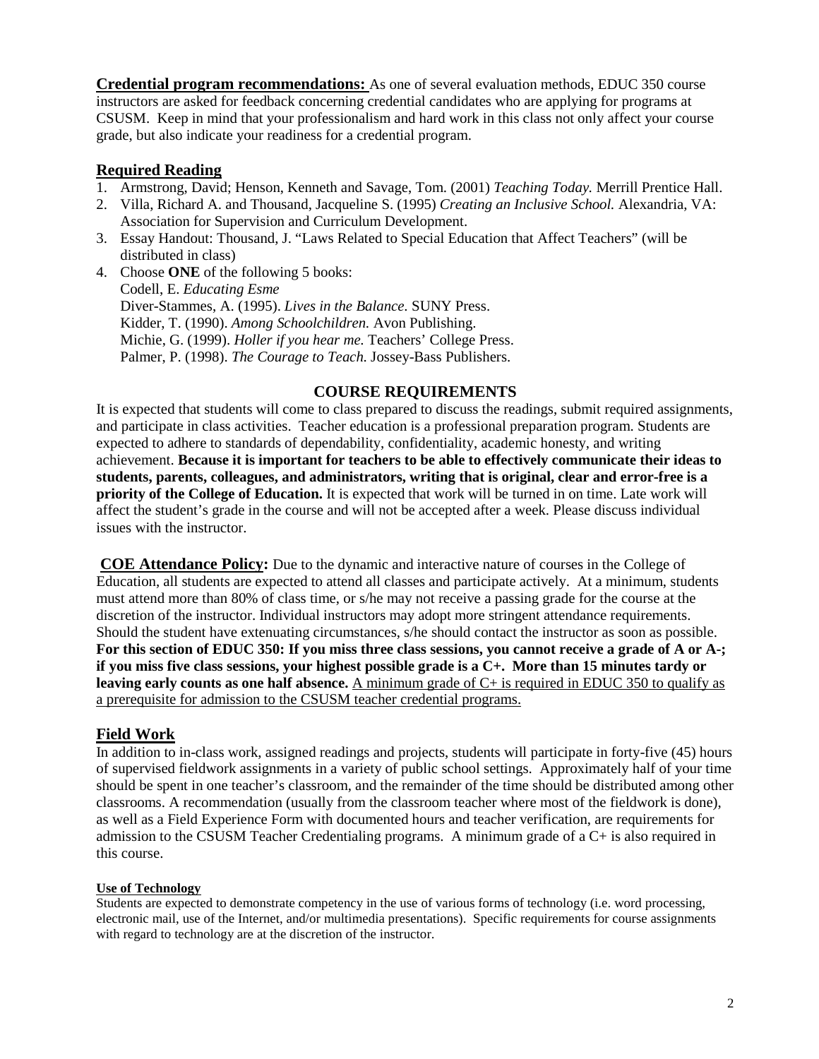**Credential program recommendations:** As one of several evaluation methods, EDUC 350 course instructors are asked for feedback concerning credential candidates who are applying for programs at CSUSM. Keep in mind that your professionalism and hard work in this class not only affect your course grade, but also indicate your readiness for a credential program.

## Required Reading

1. Armstrong, David; Henson, Kenneth and Savage, Tom. (2001) *Teaching Today.* Merrill Prentice Hall.
2. Villa, Richard A. and Thousand, Jacqueline S. (1995) *Creating an Inclusive School.* Alexandria, VA: Association for Supervision and Curriculum Development.
3. Essay Handout: Thousand, J. "Laws Related to Special Education that Affect Teachers" (will be distributed in class)
4. Choose **ONE** of the following 5 books:
   Codell, E. *Educating Esme*
   Diver-Stammes, A. (1995). *Lives in the Balance.* SUNY Press.
   Kidder, T. (1990). *Among Schoolchildren.* Avon Publishing.
   Michie, G. (1999). *Holler if you hear me.* Teachers' College Press.
   Palmer, P. (1998). *The Courage to Teach.* Jossey-Bass Publishers.

## COURSE REQUIREMENTS

It is expected that students will come to class prepared to discuss the readings, submit required assignments, and participate in class activities. Teacher education is a professional preparation program. Students are expected to adhere to standards of dependability, confidentiality, academic honesty, and writing achievement. **Because it is important for teachers to be able to effectively communicate their ideas to students, parents, colleagues, and administrators, writing that is original, clear and error-free is a priority of the College of Education.** It is expected that work will be turned in on time. Late work will affect the student's grade in the course and will not be accepted after a week. Please discuss individual issues with the instructor.

**COE Attendance Policy:** Due to the dynamic and interactive nature of courses in the College of Education, all students are expected to attend all classes and participate actively. At a minimum, students must attend more than 80% of class time, or s/he may not receive a passing grade for the course at the discretion of the instructor. Individual instructors may adopt more stringent attendance requirements. Should the student have extenuating circumstances, s/he should contact the instructor as soon as possible. **For this section of EDUC 350: If you miss three class sessions, you cannot receive a grade of A or A-; if you miss five class sessions, your highest possible grade is a C+. More than 15 minutes tardy or leaving early counts as one half absence.** A minimum grade of C+ is required in EDUC 350 to qualify as a prerequisite for admission to the CSUSM teacher credential programs.

## Field Work

In addition to in-class work, assigned readings and projects, students will participate in forty-five (45) hours of supervised fieldwork assignments in a variety of public school settings. Approximately half of your time should be spent in one teacher's classroom, and the remainder of the time should be distributed among other classrooms. A recommendation (usually from the classroom teacher where most of the fieldwork is done), as well as a Field Experience Form with documented hours and teacher verification, are requirements for admission to the CSUSM Teacher Credentialing programs. A minimum grade of a C+ is also required in this course.

#### Use of Technology

Students are expected to demonstrate competency in the use of various forms of technology (i.e. word processing, electronic mail, use of the Internet, and/or multimedia presentations). Specific requirements for course assignments with regard to technology are at the discretion of the instructor.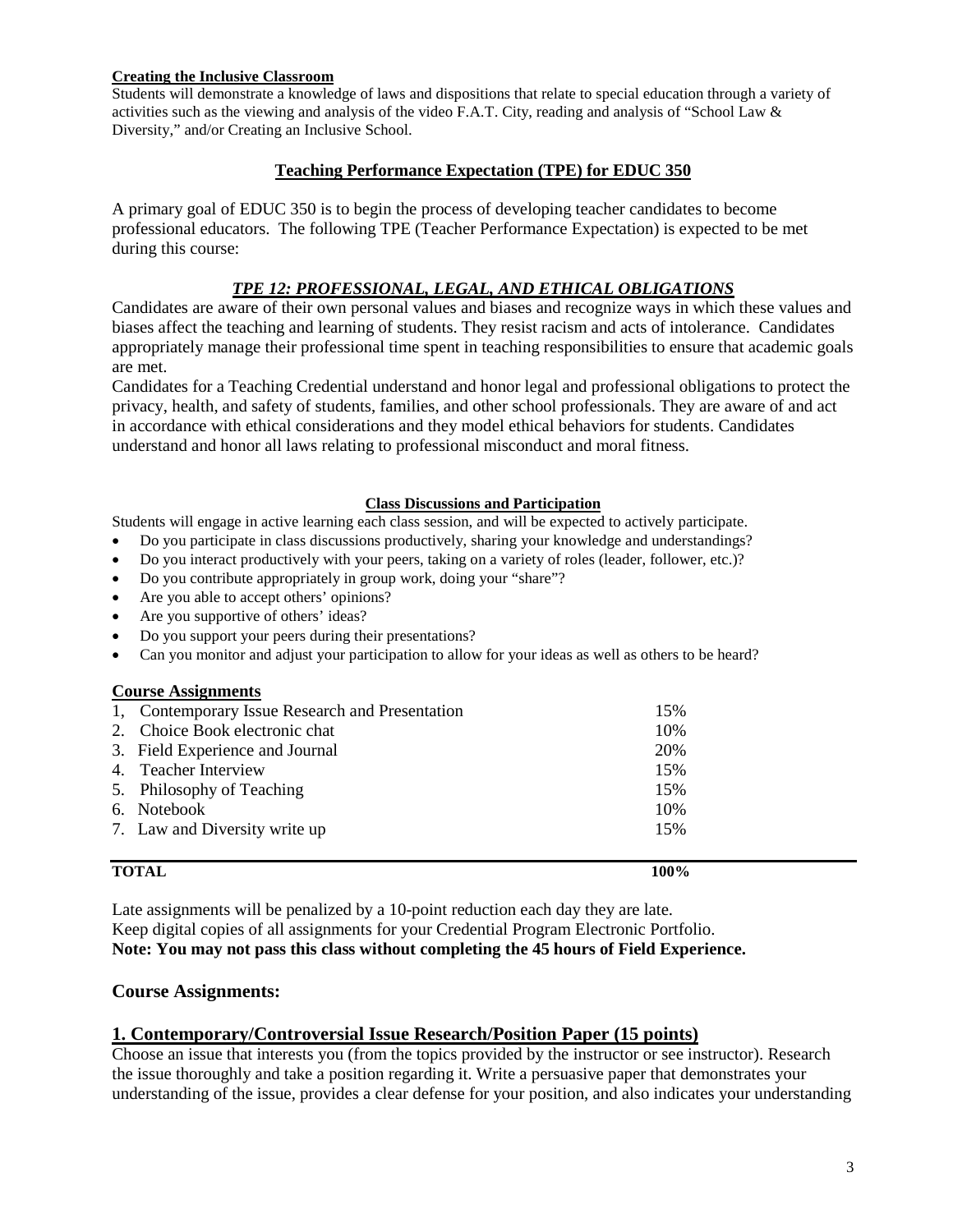**Creating the Inclusive Classroom**

Students will demonstrate a knowledge of laws and dispositions that relate to special education through a variety of activities such as the viewing and analysis of the video F.A.T. City, reading and analysis of "School Law & Diversity," and/or Creating an Inclusive School.

## Teaching Performance Expectation (TPE) for EDUC 350

A primary goal of EDUC 350 is to begin the process of developing teacher candidates to become professional educators. The following TPE (Teacher Performance Expectation) is expected to be met during this course:

### *TPE 12: PROFESSIONAL, LEGAL, AND ETHICAL OBLIGATIONS*

Candidates are aware of their own personal values and biases and recognize ways in which these values and biases affect the teaching and learning of students. They resist racism and acts of intolerance. Candidates appropriately manage their professional time spent in teaching responsibilities to ensure that academic goals are met.

Candidates for a Teaching Credential understand and honor legal and professional obligations to protect the privacy, health, and safety of students, families, and other school professionals. They are aware of and act in accordance with ethical considerations and they model ethical behaviors for students. Candidates understand and honor all laws relating to professional misconduct and moral fitness.

**Class Discussions and Participation**

Students will engage in active learning each class session, and will be expected to actively participate.

- Do you participate in class discussions productively, sharing your knowledge and understandings?
- Do you interact productively with your peers, taking on a variety of roles (leader, follower, etc.)?
- Do you contribute appropriately in group work, doing your "share"?
- Are you able to accept others' opinions?
- Are you supportive of others' ideas?
- Do you support your peers during their presentations?
- Can you monitor and adjust your participation to allow for your ideas as well as others to be heard?

**Course Assignments**

| Assignment | Weight |
|---|---|
| 1, Contemporary Issue Research and Presentation | 15% |
| 2. Choice Book electronic chat | 10% |
| 3. Field Experience and Journal | 20% |
| 4. Teacher Interview | 15% |
| 5. Philosophy of Teaching | 15% |
| 6. Notebook | 10% |
| 7. Law and Diversity write up | 15% |
| **TOTAL** | **100%** |

Late assignments will be penalized by a 10-point reduction each day they are late.
Keep digital copies of all assignments for your Credential Program Electronic Portfolio.
**Note: You may not pass this class without completing the 45 hours of Field Experience.**

## Course Assignments:

## 1. Contemporary/Controversial Issue Research/Position Paper (15 points)

Choose an issue that interests you (from the topics provided by the instructor or see instructor). Research the issue thoroughly and take a position regarding it. Write a persuasive paper that demonstrates your understanding of the issue, provides a clear defense for your position, and also indicates your understanding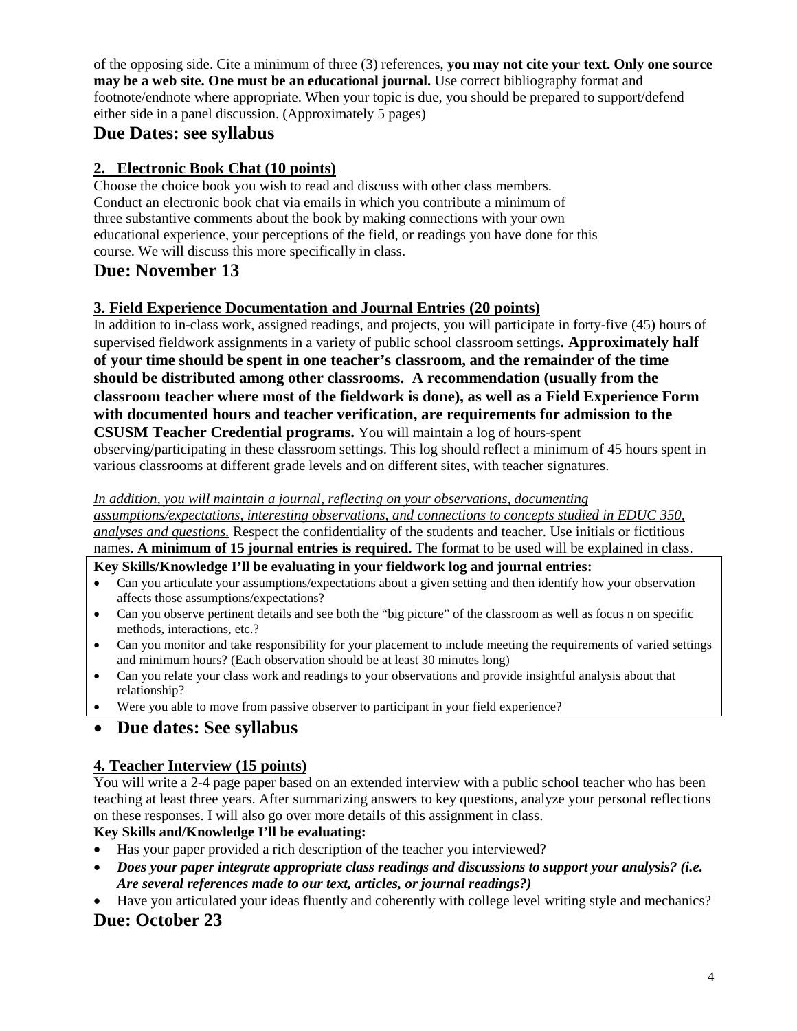of the opposing side. Cite a minimum of three (3) references, **you may not cite your text. Only one source may be a web site. One must be an educational journal.** Use correct bibliography format and footnote/endnote where appropriate. When your topic is due, you should be prepared to support/defend either side in a panel discussion. (Approximately 5 pages)

## Due Dates: see syllabus

### 2. Electronic Book Chat (10 points)

Choose the choice book you wish to read and discuss with other class members. Conduct an electronic book chat via emails in which you contribute a minimum of three substantive comments about the book by making connections with your own educational experience, your perceptions of the field, or readings you have done for this course. We will discuss this more specifically in class.

## Due: November 13

### 3. Field Experience Documentation and Journal Entries (20 points)

In addition to in-class work, assigned readings, and projects, you will participate in forty-five (45) hours of supervised fieldwork assignments in a variety of public school classroom settings**. Approximately half of your time should be spent in one teacher's classroom, and the remainder of the time should be distributed among other classrooms. A recommendation (usually from the classroom teacher where most of the fieldwork is done), as well as a Field Experience Form with documented hours and teacher verification, are requirements for admission to the CSUSM Teacher Credential programs.** You will maintain a log of hours-spent observing/participating in these classroom settings. This log should reflect a minimum of 45 hours spent in various classrooms at different grade levels and on different sites, with teacher signatures.

*In addition, you will maintain a journal, reflecting on your observations, documenting assumptions/expectations, interesting observations, and connections to concepts studied in EDUC 350, analyses and questions.* Respect the confidentiality of the students and teacher. Use initials or fictitious names. **A minimum of 15 journal entries is required.** The format to be used will be explained in class.

**Key Skills/Knowledge I'll be evaluating in your fieldwork log and journal entries:**

- Can you articulate your assumptions/expectations about a given setting and then identify how your observation affects those assumptions/expectations?
- Can you observe pertinent details and see both the "big picture" of the classroom as well as focus n on specific methods, interactions, etc.?
- Can you monitor and take responsibility for your placement to include meeting the requirements of varied settings and minimum hours? (Each observation should be at least 30 minutes long)
- Can you relate your class work and readings to your observations and provide insightful analysis about that relationship?
- Were you able to move from passive observer to participant in your field experience?

- ## Due dates: See syllabus

### 4. Teacher Interview (15 points)

You will write a 2-4 page paper based on an extended interview with a public school teacher who has been teaching at least three years. After summarizing answers to key questions, analyze your personal reflections on these responses. I will also go over more details of this assignment in class.

**Key Skills and/Knowledge I'll be evaluating:**

- Has your paper provided a rich description of the teacher you interviewed?
- ***Does your paper integrate appropriate class readings and discussions to support your analysis? (i.e. Are several references made to our text, articles, or journal readings?)***
- Have you articulated your ideas fluently and coherently with college level writing style and mechanics?

## Due: October 23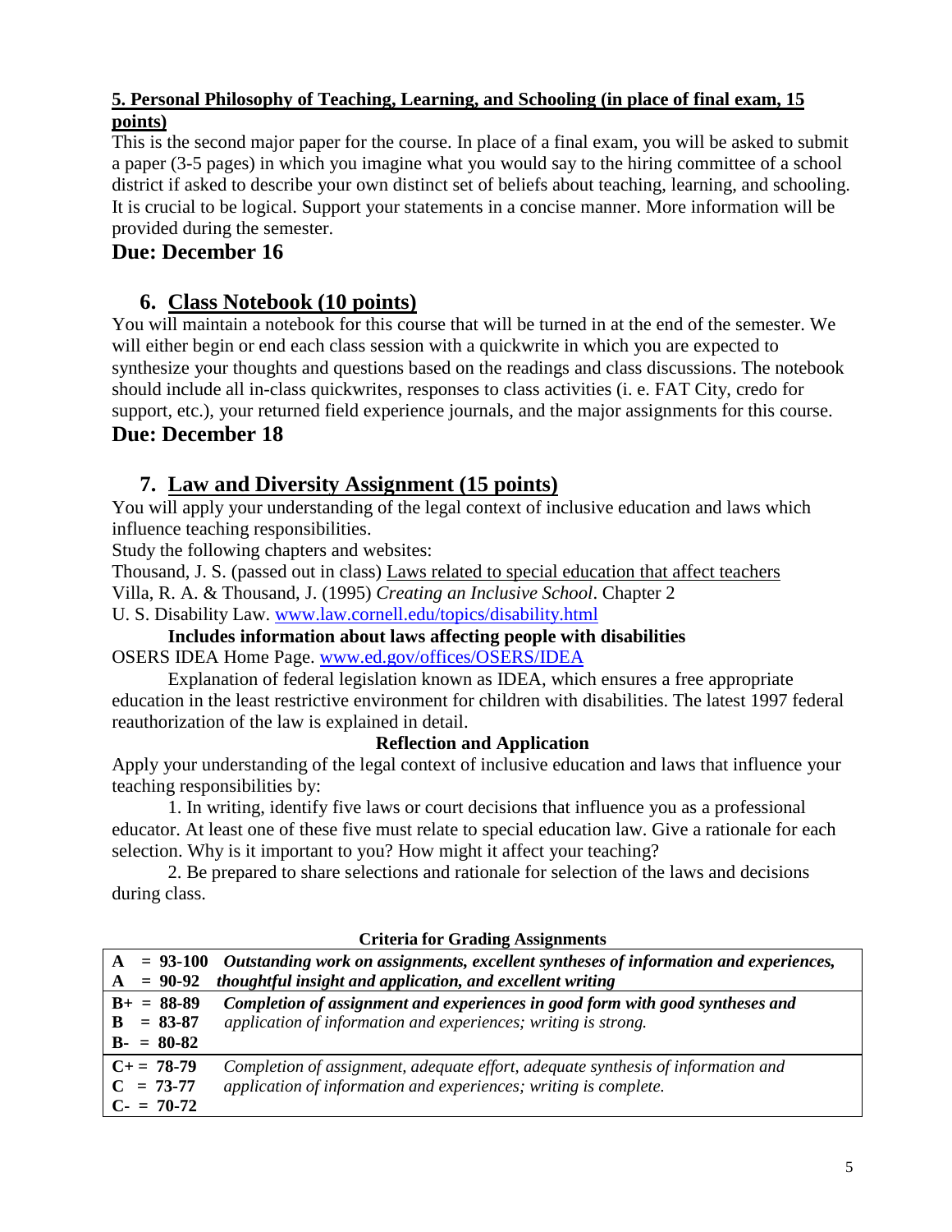**5. Personal Philosophy of Teaching, Learning, and Schooling (in place of final exam, 15 points)**

This is the second major paper for the course. In place of a final exam, you will be asked to submit a paper (3-5 pages) in which you imagine what you would say to the hiring committee of a school district if asked to describe your own distinct set of beliefs about teaching, learning, and schooling. It is crucial to be logical. Support your statements in a concise manner. More information will be provided during the semester.

## Due: December 16

## 6. Class Notebook (10 points)

You will maintain a notebook for this course that will be turned in at the end of the semester. We will either begin or end each class session with a quickwrite in which you are expected to synthesize your thoughts and questions based on the readings and class discussions. The notebook should include all in-class quickwrites, responses to class activities (i. e. FAT City, credo for support, etc.), your returned field experience journals, and the major assignments for this course.

## Due: December 18

## 7. Law and Diversity Assignment (15 points)

You will apply your understanding of the legal context of inclusive education and laws which influence teaching responsibilities.

Study the following chapters and websites:

Thousand, J. S. (passed out in class) Laws related to special education that affect teachers

Villa, R. A. & Thousand, J. (1995) *Creating an Inclusive School*. Chapter 2

U. S. Disability Law. www.law.cornell.edu/topics/disability.html

**Includes information about laws affecting people with disabilities**

OSERS IDEA Home Page. www.ed.gov/offices/OSERS/IDEA

Explanation of federal legislation known as IDEA, which ensures a free appropriate education in the least restrictive environment for children with disabilities. The latest 1997 federal reauthorization of the law is explained in detail.

**Reflection and Application**

Apply your understanding of the legal context of inclusive education and laws that influence your teaching responsibilities by:

1. In writing, identify five laws or court decisions that influence you as a professional educator. At least one of these five must relate to special education law. Give a rationale for each selection. Why is it important to you? How might it affect your teaching?

2. Be prepared to share selections and rationale for selection of the laws and decisions during class.

**Criteria for Grading Assignments**

| Grade | Criteria |
|---|---|
| **A = 93-100**<br>**A = 90-92** | ***Outstanding work on assignments, excellent syntheses of information and experiences, thoughtful insight and application, and excellent writing*** |
| **B+ = 88-89**<br>**B = 83-87**<br>**B- = 80-82** | ***Completion of assignment and experiences in good form with good syntheses and*** *application of information and experiences; writing is strong.* |
| **C+ = 78-79**<br>**C = 73-77**<br>**C- = 70-72** | *Completion of assignment, adequate effort, adequate synthesis of information and application of information and experiences; writing is complete.* |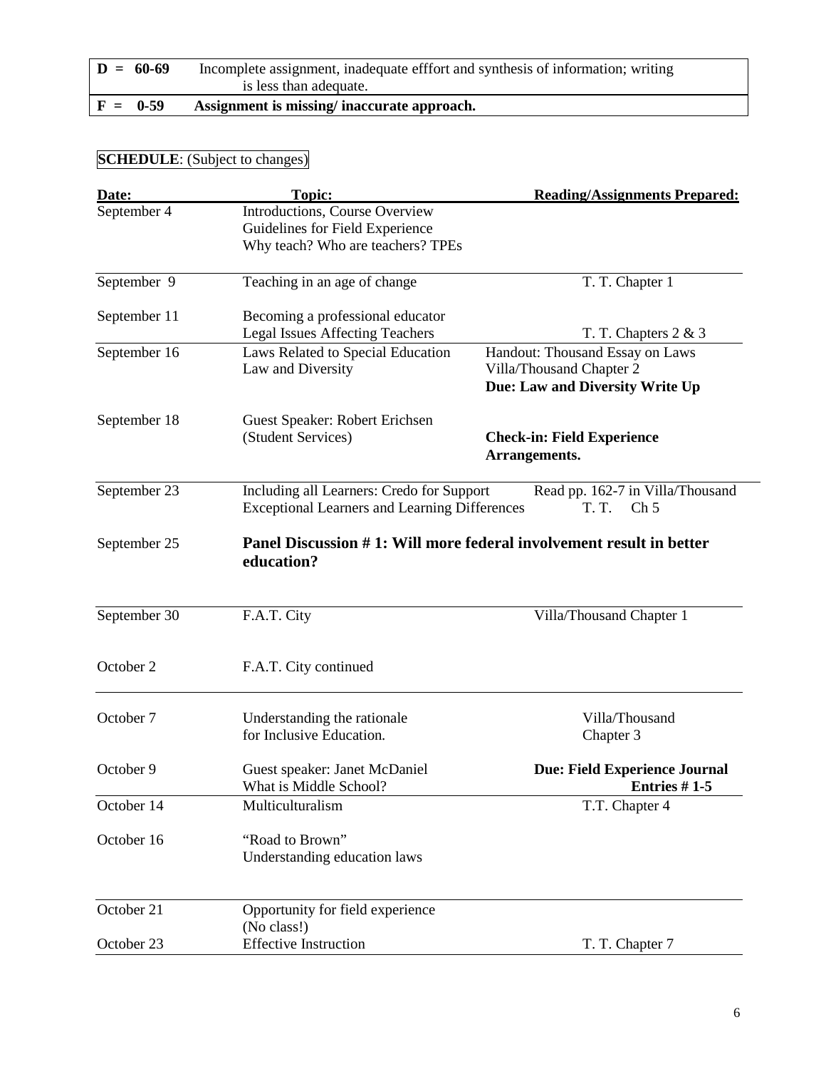| | |
|---|---|
| **D = 60-69** | Incomplete assignment, inadequate efffort and synthesis of information; writing is less than adequate. |
| **F = 0-59** | **Assignment is missing/ inaccurate approach.** |

**SCHEDULE**: (Subject to changes)

| Date: | Topic: | Reading/Assignments Prepared: |
|---|---|---|
| September 4 | Introductions, Course Overview<br>Guidelines for Field Experience<br>Why teach? Who are teachers? TPEs | |
| September 9 | Teaching in an age of change | T. T. Chapter 1 |
| September 11 | Becoming a professional educator<br>Legal Issues Affecting Teachers | T. T. Chapters 2 & 3 |
| September 16 | Laws Related to Special Education<br>Law and Diversity | Handout: Thousand Essay on Laws<br>Villa/Thousand Chapter 2<br>**Due: Law and Diversity Write Up** |
| September 18 | Guest Speaker: Robert Erichsen<br>(Student Services) | **Check-in: Field Experience Arrangements.** |
| September 23 | Including all Learners: Credo for Support<br>Exceptional Learners and Learning Differences | Read pp. 162-7 in Villa/Thousand<br>T. T. Ch 5 |
| September 25 | **Panel Discussion # 1: Will more federal involvement result in better education?** | |
| September 30 | F.A.T. City | Villa/Thousand Chapter 1 |
| October 2 | F.A.T. City continued | |
| October 7 | Understanding the rationale for Inclusive Education. | Villa/Thousand Chapter 3 |
| October 9 | Guest speaker: Janet McDaniel<br>What is Middle School? | **Due: Field Experience Journal Entries # 1-5** |
| October 14 | Multiculturalism | T.T. Chapter 4 |
| October 16 | "Road to Brown"<br>Understanding education laws | |
| October 21 | Opportunity for field experience<br>(No class!) | |
| October 23 | Effective Instruction | T. T. Chapter 7 |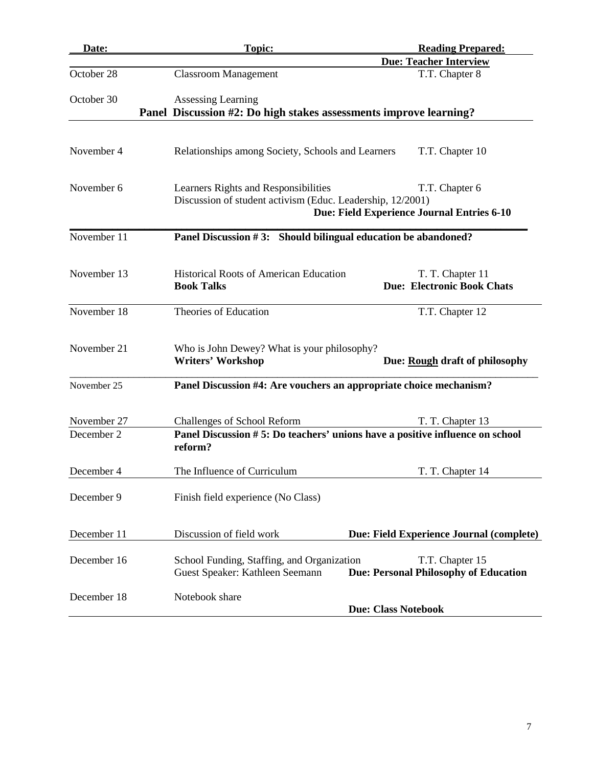| Date: | Topic: | Reading Prepared: |
| --- | --- | --- |
| | | **Due: Teacher Interview** |
| October 28 | Classroom Management | T.T. Chapter 8 |
| October 30 | Assessing Learning<br>**Panel Discussion #2: Do high stakes assessments improve learning?** | |
| November 4 | Relationships among Society, Schools and Learners | T.T. Chapter 10 |
| November 6 | Learners Rights and Responsibilities<br>Discussion of student activism (Educ. Leadership, 12/2001) | T.T. Chapter 6<br>**Due: Field Experience Journal Entries 6-10** |
| November 11 | **Panel Discussion # 3: Should bilingual education be abandoned?** | |
| November 13 | Historical Roots of American Education<br>**Book Talks** | T. T. Chapter 11<br>**Due: Electronic Book Chats** |
| November 18 | Theories of Education | T.T. Chapter 12 |
| November 21 | Who is John Dewey? What is your philosophy?<br>**Writers' Workshop** | **Due: Rough draft of philosophy** |
| November 25 | **Panel Discussion #4: Are vouchers an appropriate choice mechanism?** | |
| November 27 | Challenges of School Reform | T. T. Chapter 13 |
| December 2 | **Panel Discussion # 5: Do teachers' unions have a positive influence on school reform?** | |
| December 4 | The Influence of Curriculum | T. T. Chapter 14 |
| December 9 | Finish field experience (No Class) | |
| December 11 | Discussion of field work | **Due: Field Experience Journal (complete)** |
| December 16 | School Funding, Staffing, and Organization<br>Guest Speaker: Kathleen Seemann | T.T. Chapter 15<br>**Due: Personal Philosophy of Education** |
| December 18 | Notebook share | **Due: Class Notebook** |